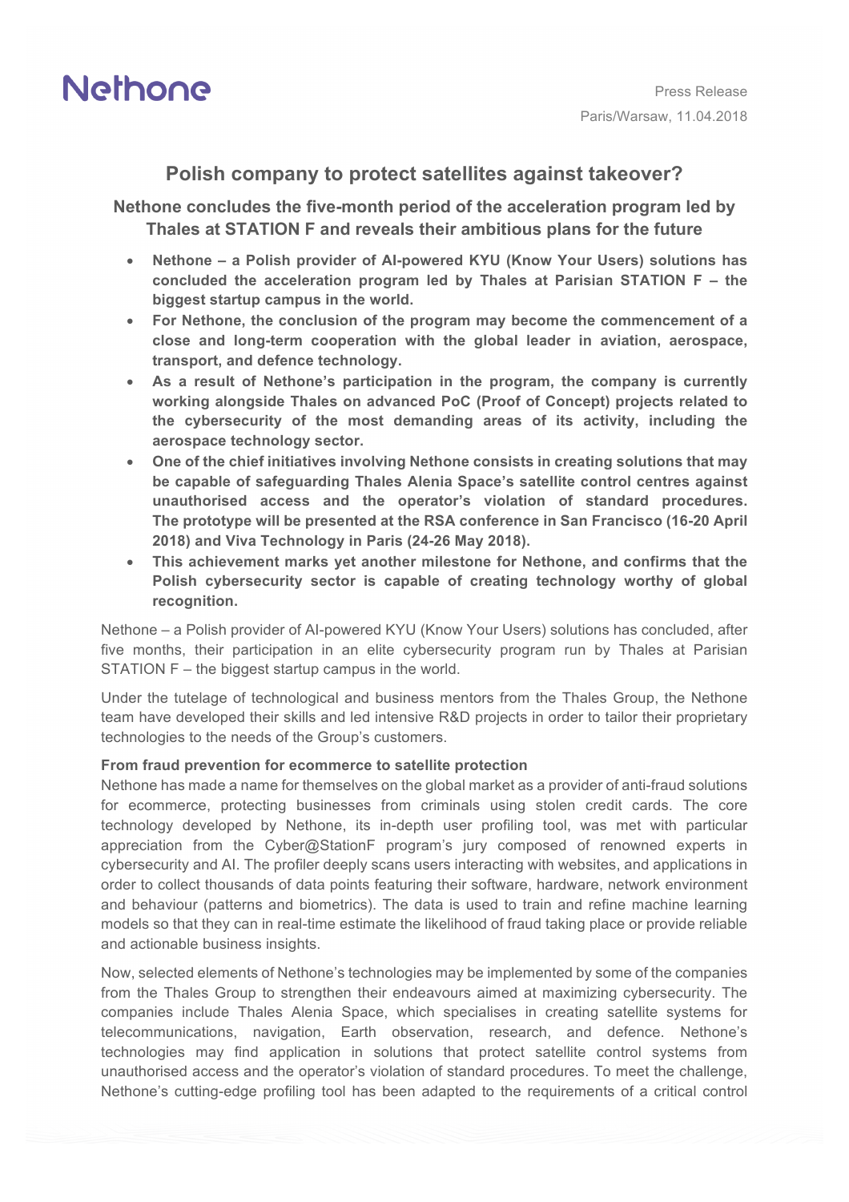Nethone

Press Release
Paris/Warsaw, 11.04.2018

## Polish company to protect satellites against takeover?

### Nethone concludes the five-month period of the acceleration program led by Thales at STATION F and reveals their ambitious plans for the future

- **Nethone – a Polish provider of AI-powered KYU (Know Your Users) solutions has concluded the acceleration program led by Thales at Parisian STATION F – the biggest startup campus in the world.**
- **For Nethone, the conclusion of the program may become the commencement of a close and long-term cooperation with the global leader in aviation, aerospace, transport, and defence technology.**
- **As a result of Nethone's participation in the program, the company is currently working alongside Thales on advanced PoC (Proof of Concept) projects related to the cybersecurity of the most demanding areas of its activity, including the aerospace technology sector.**
- **One of the chief initiatives involving Nethone consists in creating solutions that may be capable of safeguarding Thales Alenia Space's satellite control centres against unauthorised access and the operator's violation of standard procedures. The prototype will be presented at the RSA conference in San Francisco (16-20 April 2018) and Viva Technology in Paris (24-26 May 2018).**
- **This achievement marks yet another milestone for Nethone, and confirms that the Polish cybersecurity sector is capable of creating technology worthy of global recognition.**

Nethone – a Polish provider of AI-powered KYU (Know Your Users) solutions has concluded, after five months, their participation in an elite cybersecurity program run by Thales at Parisian STATION F – the biggest startup campus in the world.

Under the tutelage of technological and business mentors from the Thales Group, the Nethone team have developed their skills and led intensive R&D projects in order to tailor their proprietary technologies to the needs of the Group's customers.

**From fraud prevention for ecommerce to satellite protection**

Nethone has made a name for themselves on the global market as a provider of anti-fraud solutions for ecommerce, protecting businesses from criminals using stolen credit cards. The core technology developed by Nethone, its in-depth user profiling tool, was met with particular appreciation from the Cyber@StationF program's jury composed of renowned experts in cybersecurity and AI. The profiler deeply scans users interacting with websites, and applications in order to collect thousands of data points featuring their software, hardware, network environment and behaviour (patterns and biometrics). The data is used to train and refine machine learning models so that they can in real-time estimate the likelihood of fraud taking place or provide reliable and actionable business insights.

Now, selected elements of Nethone's technologies may be implemented by some of the companies from the Thales Group to strengthen their endeavours aimed at maximizing cybersecurity. The companies include Thales Alenia Space, which specialises in creating satellite systems for telecommunications, navigation, Earth observation, research, and defence. Nethone's technologies may find application in solutions that protect satellite control systems from unauthorised access and the operator's violation of standard procedures. To meet the challenge, Nethone's cutting-edge profiling tool has been adapted to the requirements of a critical control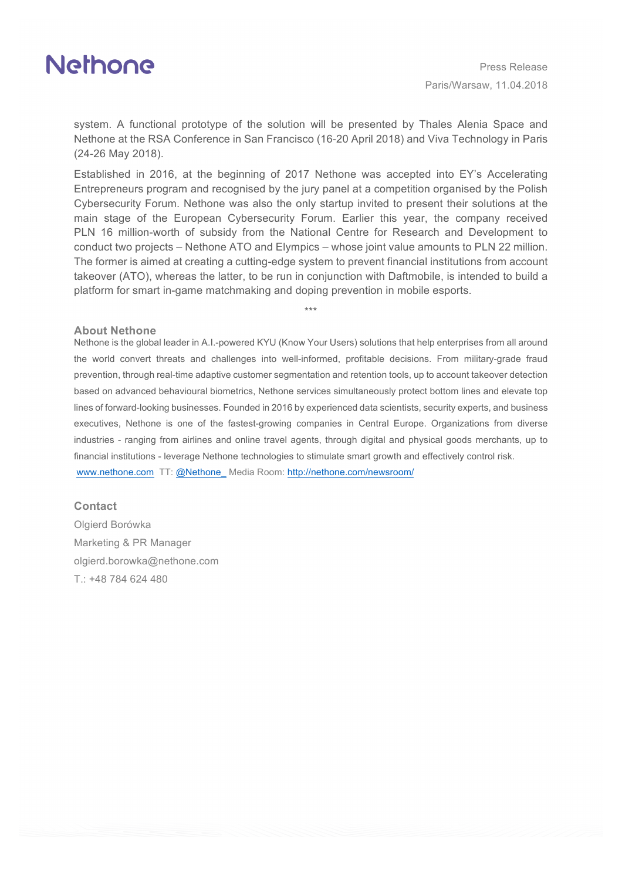system. A functional prototype of the solution will be presented by Thales Alenia Space and Nethone at the RSA Conference in San Francisco (16-20 April 2018) and Viva Technology in Paris (24-26 May 2018).

Established in 2016, at the beginning of 2017 Nethone was accepted into EY's Accelerating Entrepreneurs program and recognised by the jury panel at a competition organised by the Polish Cybersecurity Forum. Nethone was also the only startup invited to present their solutions at the main stage of the European Cybersecurity Forum. Earlier this year, the company received PLN 16 million-worth of subsidy from the National Centre for Research and Development to conduct two projects – Nethone ATO and Elympics – whose joint value amounts to PLN 22 million. The former is aimed at creating a cutting-edge system to prevent financial institutions from account takeover (ATO), whereas the latter, to be run in conjunction with Daftmobile, is intended to build a platform for smart in-game matchmaking and doping prevention in mobile esports.

\*\*\*

## About Nethone

Nethone is the global leader in A.I.-powered KYU (Know Your Users) solutions that help enterprises from all around the world convert threats and challenges into well-informed, profitable decisions. From military-grade fraud prevention, through real-time adaptive customer segmentation and retention tools, up to account takeover detection based on advanced behavioural biometrics, Nethone services simultaneously protect bottom lines and elevate top lines of forward-looking businesses. Founded in 2016 by experienced data scientists, security experts, and business executives, Nethone is one of the fastest-growing companies in Central Europe. Organizations from diverse industries - ranging from airlines and online travel agents, through digital and physical goods merchants, up to financial institutions - leverage Nethone technologies to stimulate smart growth and effectively control risk.

www.nethone.com TT: @Nethone_ Media Room: http://nethone.com/newsroom/

## Contact

Olgierd Borówka
Marketing & PR Manager
olgierd.borowka@nethone.com
T.: +48 784 624 480